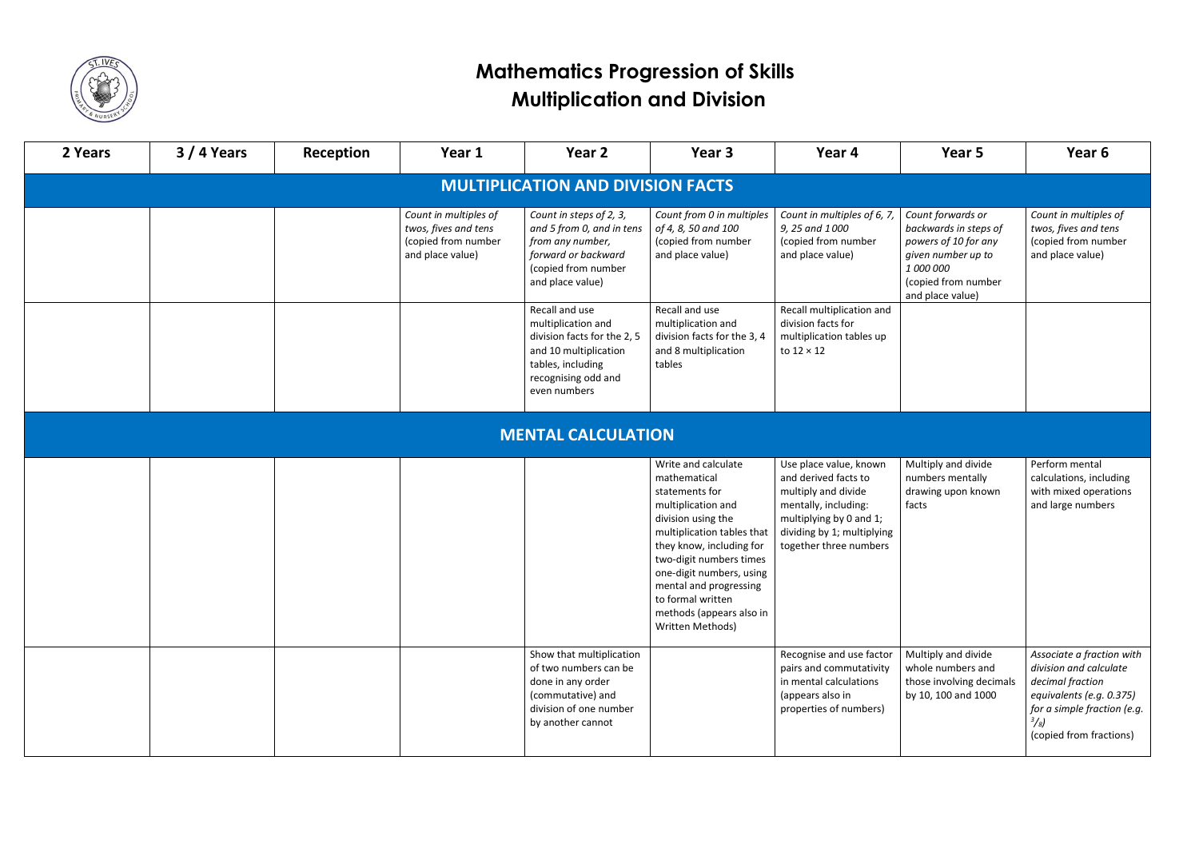# Mathematics Progression of Skills
## Multiplication and Division

| 2 Years | 3 / 4 Years | Reception | Year 1 | Year 2 | Year 3 | Year 4 | Year 5 | Year 6 |
|---|---|---|---|---|---|---|---|---|
| **MULTIPLICATION AND DIVISION FACTS** | | | | | | | | |
| | | | *Count in multiples of twos, fives and tens* (copied from number and place value) | *Count in steps of 2, 3, and 5 from 0, and in tens from any number, forward or backward* (copied from number and place value) | *Count from 0 in multiples of 4, 8, 50 and 100* (copied from number and place value) | *Count in multiples of 6, 7, 9, 25 and 1 000* (copied from number and place value) | *Count forwards or backwards in steps of powers of 10 for any given number up to 1 000 000* (copied from number and place value) | *Count in multiples of twos, fives and tens* (copied from number and place value) |
| | | | | Recall and use multiplication and division facts for the 2, 5 and 10 multiplication tables, including recognising odd and even numbers | Recall and use multiplication and division facts for the 3, 4 and 8 multiplication tables | Recall multiplication and division facts for multiplication tables up to 12 × 12 | | |
| **MENTAL CALCULATION** | | | | | | | | |
| | | | | | Write and calculate mathematical statements for multiplication and division using the multiplication tables that they know, including for two-digit numbers times one-digit numbers, using mental and progressing to formal written methods (appears also in Written Methods) | Use place value, known and derived facts to multiply and divide mentally, including: multiplying by 0 and 1; dividing by 1; multiplying together three numbers | Multiply and divide numbers mentally drawing upon known facts | Perform mental calculations, including with mixed operations and large numbers |
| | | | | Show that multiplication of two numbers can be done in any order (commutative) and division of one number by another cannot | | Recognise and use factor pairs and commutativity in mental calculations (appears also in properties of numbers) | Multiply and divide whole numbers and those involving decimals by 10, 100 and 1000 | *Associate a fraction with division and calculate decimal fraction equivalents (e.g. 0.375) for a simple fraction (e.g. $^{3}/_{8}$)* (copied from fractions) |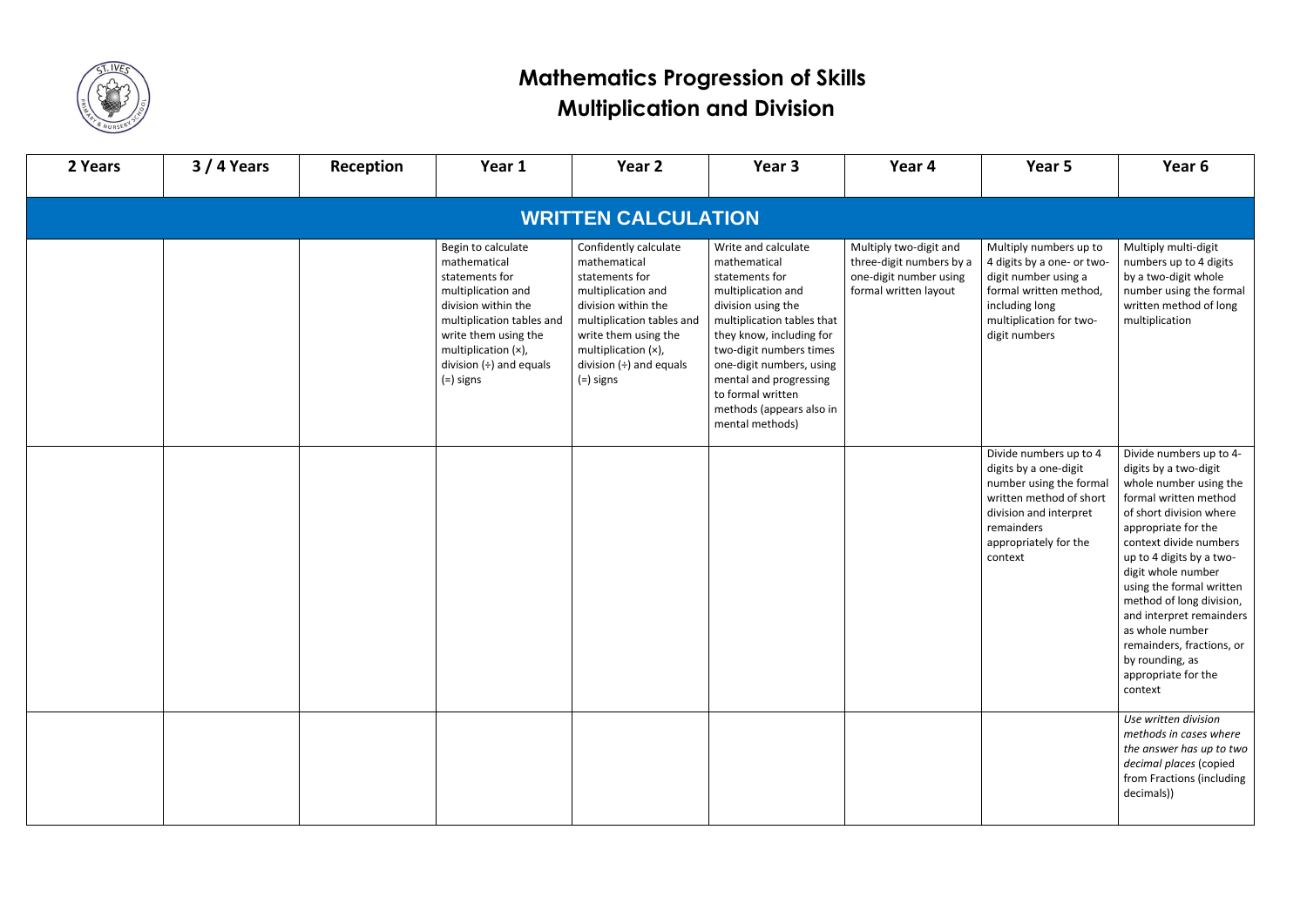# Mathematics Progression of Skills
## Multiplication and Division

| 2 Years | 3 / 4 Years | Reception | Year 1 | Year 2 | Year 3 | Year 4 | Year 5 | Year 6 |
|---|---|---|---|---|---|---|---|---|
| **WRITTEN CALCULATION** | | | | | | | | |
| | | | Begin to calculate mathematical statements for multiplication and division within the multiplication tables and write them using the multiplication (×), division (÷) and equals (=) signs | Confidently calculate mathematical statements for multiplication and division within the multiplication tables and write them using the multiplication (×), division (÷) and equals (=) signs | Write and calculate mathematical statements for multiplication and division using the multiplication tables that they know, including for two-digit numbers times one-digit numbers, using mental and progressing to formal written methods (appears also in mental methods) | Multiply two-digit and three-digit numbers by a one-digit number using formal written layout | Multiply numbers up to 4 digits by a one- or two-digit number using a formal written method, including long multiplication for two-digit numbers | Multiply multi-digit numbers up to 4 digits by a two-digit whole number using the formal written method of long multiplication |
| | | | | | | | Divide numbers up to 4 digits by a one-digit number using the formal written method of short division and interpret remainders appropriately for the context | Divide numbers up to 4-digits by a two-digit whole number using the formal written method of short division where appropriate for the context divide numbers up to 4 digits by a two-digit whole number using the formal written method of long division, and interpret remainders as whole number remainders, fractions, or by rounding, as appropriate for the context |
| | | | | | | | | *Use written division methods in cases where the answer has up to two decimal places* (copied from Fractions (including decimals)) |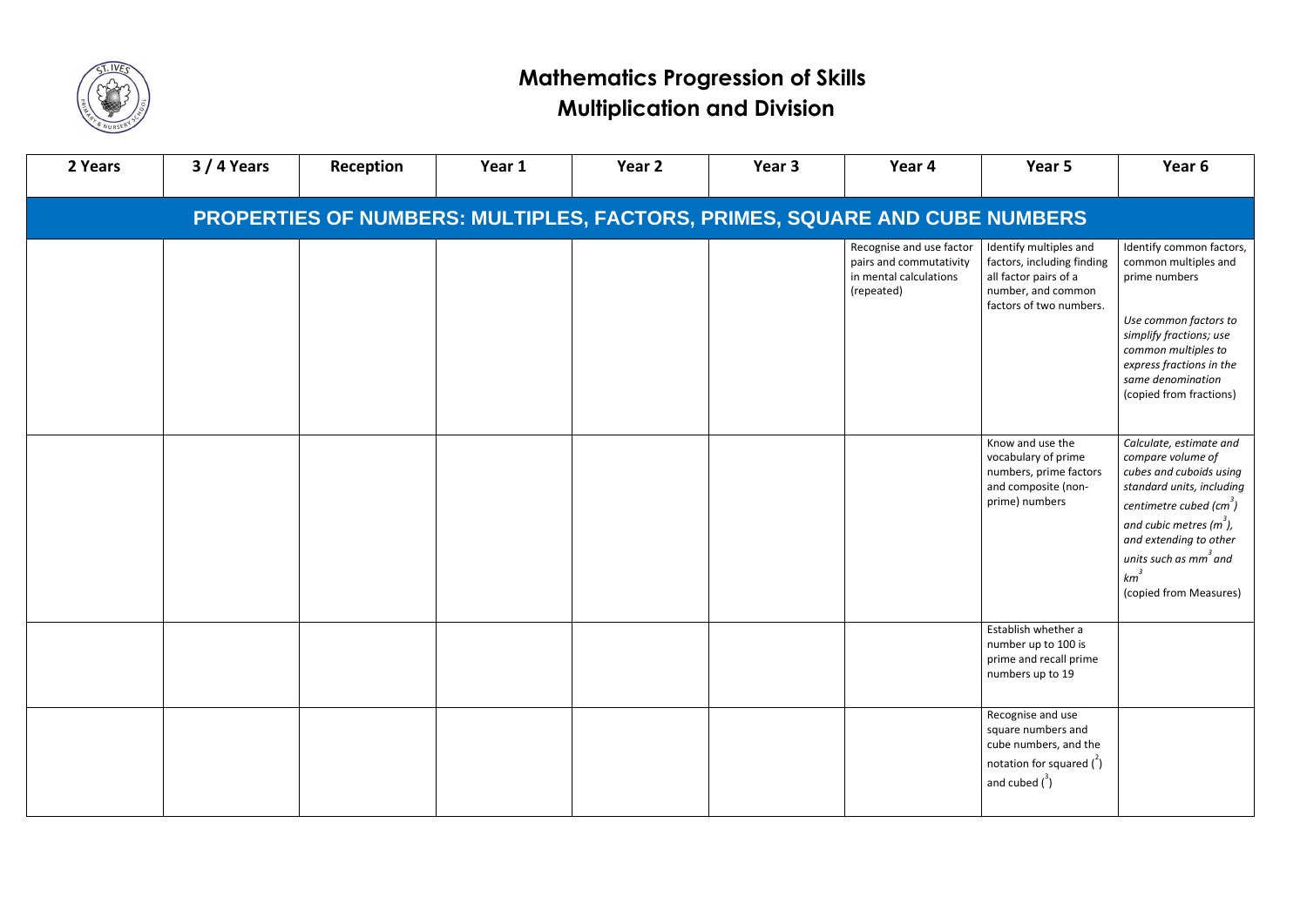# Mathematics Progression of Skills
## Multiplication and Division

| 2 Years | 3 / 4 Years | Reception | Year 1 | Year 2 | Year 3 | Year 4 | Year 5 | Year 6 |
|---|---|---|---|---|---|---|---|---|
| **PROPERTIES OF NUMBERS: MULTIPLES, FACTORS, PRIMES, SQUARE AND CUBE NUMBERS** | | | | | | | | |
| | | | | | | Recognise and use factor pairs and commutativity in mental calculations (repeated) | Identify multiples and factors, including finding all factor pairs of a number, and common factors of two numbers. | Identify common factors, common multiples and prime numbers<br><br>*Use common factors to simplify fractions; use common multiples to express fractions in the same denomination* (copied from fractions) |
| | | | | | | | Know and use the vocabulary of prime numbers, prime factors and composite (non-prime) numbers | *Calculate, estimate and compare volume of cubes and cuboids using standard units, including centimetre cubed ($cm^3$) and cubic metres ($m^3$), and extending to other units such as $mm^3$ and $km^3$* (copied from Measures) |
| | | | | | | | Establish whether a number up to 100 is prime and recall prime numbers up to 19 | |
| | | | | | | | Recognise and use square numbers and cube numbers, and the notation for squared ($^2$) and cubed ($^3$) | |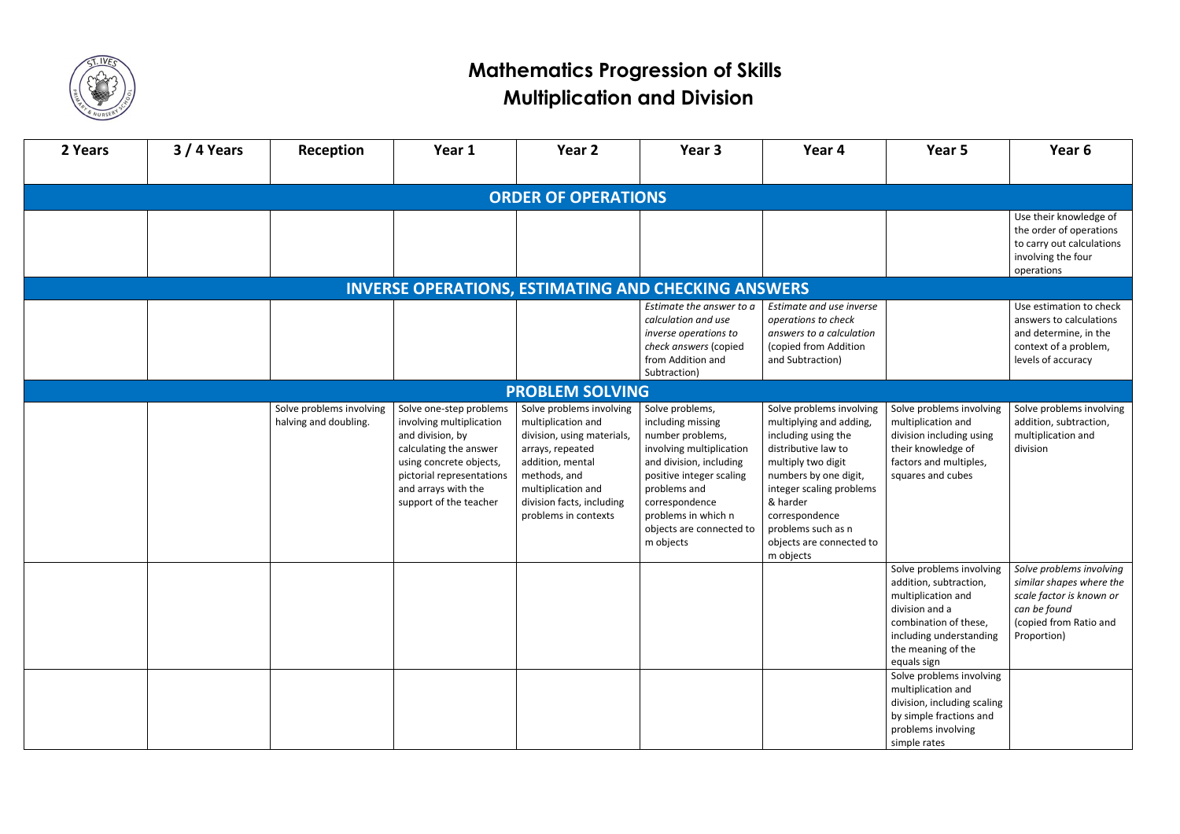# Mathematics Progression of Skills
# Multiplication and Division

| 2 Years | 3 / 4 Years | Reception | Year 1 | Year 2 | Year 3 | Year 4 | Year 5 | Year 6 |
|---|---|---|---|---|---|---|---|---|
| **ORDER OF OPERATIONS** | | | | | | | | |
| | | | | | | | | Use their knowledge of the order of operations to carry out calculations involving the four operations |
| **INVERSE OPERATIONS, ESTIMATING AND CHECKING ANSWERS** | | | | | | | | |
| | | | | | *Estimate the answer to a calculation and use inverse operations to check answers* (copied from Addition and Subtraction) | *Estimate and use inverse operations to check answers to a calculation* (copied from Addition and Subtraction) | | Use estimation to check answers to calculations and determine, in the context of a problem, levels of accuracy |
| **PROBLEM SOLVING** | | | | | | | | |
| | | Solve problems involving halving and doubling. | Solve one-step problems involving multiplication and division, by calculating the answer using concrete objects, pictorial representations and arrays with the support of the teacher | Solve problems involving multiplication and division, using materials, arrays, repeated addition, mental methods, and multiplication and division facts, including problems in contexts | Solve problems, including missing number problems, involving multiplication and division, including positive integer scaling problems and correspondence problems in which n objects are connected to m objects | Solve problems involving multiplying and adding, including using the distributive law to multiply two digit numbers by one digit, integer scaling problems & harder correspondence problems such as n objects are connected to m objects | Solve problems involving multiplication and division including using their knowledge of factors and multiples, squares and cubes | Solve problems involving addition, subtraction, multiplication and division |
| | | | | | | | Solve problems involving addition, subtraction, multiplication and division and a combination of these, including understanding the meaning of the equals sign | *Solve problems involving similar shapes where the scale factor is known or can be found* (copied from Ratio and Proportion) |
| | | | | | | | Solve problems involving multiplication and division, including scaling by simple fractions and problems involving simple rates | |